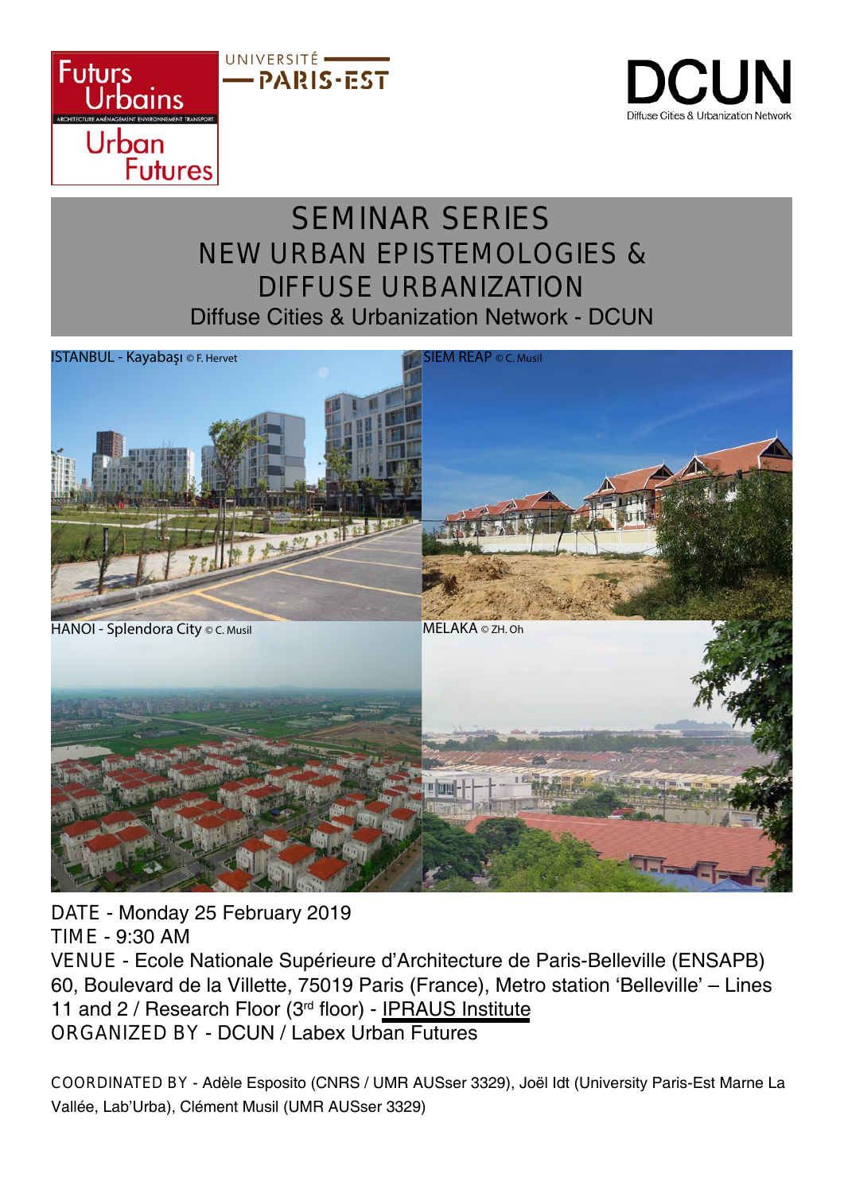Futurs Urbains
ARCHITECTURE AMÉNAGEMENT ENVIRONNEMENT TRANSPORT
Urban Futures

UNIVERSITÉ PARIS-EST

DCUN
Diffuse Cities & Urbanization Network

# SEMINAR SERIES
## NEW URBAN EPISTEMOLOGIES & DIFFUSE URBANIZATION

Diffuse Cities & Urbanization Network - DCUN

ISTANBUL - Kayabaşı © F. Hervet

SIEM REAP © C. Musil

HANOI - Splendora City © C. Musil

MELAKA © ZH. Oh

DATE - Monday 25 February 2019
TIME - 9:30 AM
VENUE - Ecole Nationale Supérieure d'Architecture de Paris-Belleville (ENSAPB) 60, Boulevard de la Villette, 75019 Paris (France), Metro station 'Belleville' – Lines 11 and 2 / Research Floor (3rd floor) - IPRAUS Institute
ORGANIZED BY - DCUN / Labex Urban Futures

COORDINATED BY - Adèle Esposito (CNRS / UMR AUSser 3329), Joël Idt (University Paris-Est Marne La Vallée, Lab'Urba), Clément Musil (UMR AUSser 3329)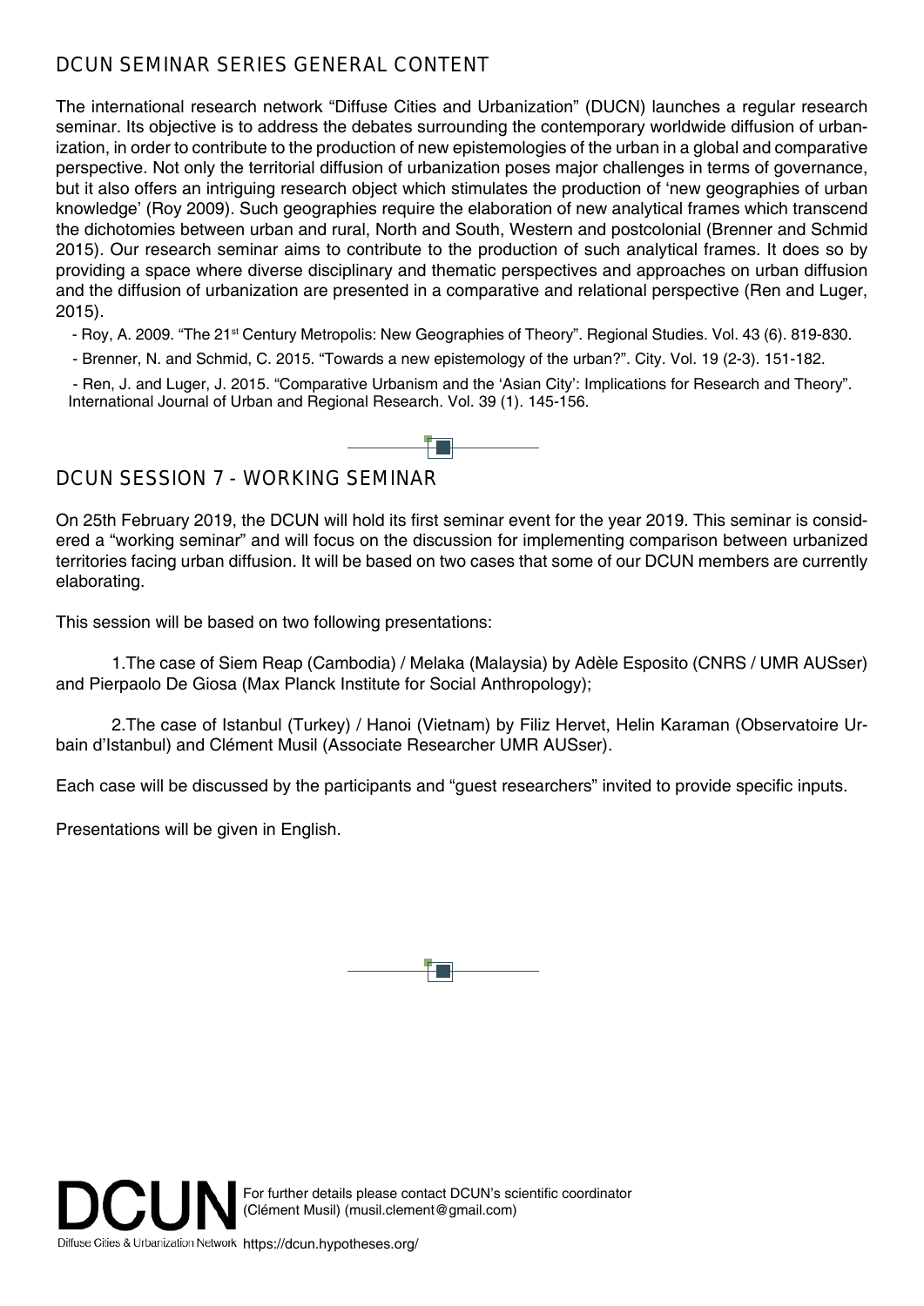## DCUN SEMINAR SERIES GENERAL CONTENT

The international research network “Diffuse Cities and Urbanization” (DUCN) launches a regular research seminar. Its objective is to address the debates surrounding the contemporary worldwide diffusion of urbanization, in order to contribute to the production of new epistemologies of the urban in a global and comparative perspective. Not only the territorial diffusion of urbanization poses major challenges in terms of governance, but it also offers an intriguing research object which stimulates the production of ‘new geographies of urban knowledge’ (Roy 2009). Such geographies require the elaboration of new analytical frames which transcend the dichotomies between urban and rural, North and South, Western and postcolonial (Brenner and Schmid 2015). Our research seminar aims to contribute to the production of such analytical frames. It does so by providing a space where diverse disciplinary and thematic perspectives and approaches on urban diffusion and the diffusion of urbanization are presented in a comparative and relational perspective (Ren and Luger, 2015).

- Roy, A. 2009. “The 21st Century Metropolis: New Geographies of Theory”. Regional Studies. Vol. 43 (6). 819-830.
- Brenner, N. and Schmid, C. 2015. “Towards a new epistemology of the urban?”. City. Vol. 19 (2-3). 151-182.
- Ren, J. and Luger, J. 2015. “Comparative Urbanism and the ‘Asian City’: Implications for Research and Theory”. International Journal of Urban and Regional Research. Vol. 39 (1). 145-156.

## DCUN SESSION 7 - WORKING SEMINAR

On 25th February 2019, the DCUN will hold its first seminar event for the year 2019. This seminar is considered a “working seminar” and will focus on the discussion for implementing comparison between urbanized territories facing urban diffusion. It will be based on two cases that some of our DCUN members are currently elaborating.

This session will be based on two following presentations:

1. The case of Siem Reap (Cambodia) / Melaka (Malaysia) by Adèle Esposito (CNRS / UMR AUSser) and Pierpaolo De Giosa (Max Planck Institute for Social Anthropology);

2. The case of Istanbul (Turkey) / Hanoi (Vietnam) by Filiz Hervet, Helin Karaman (Observatoire Urbain d’Istanbul) and Clément Musil (Associate Researcher UMR AUSser).

Each case will be discussed by the participants and “guest researchers” invited to provide specific inputs.

Presentations will be given in English.

DCUN
Diffuse Cities & Urbanization Network

For further details please contact DCUN’s scientific coordinator (Clément Musil) (musil.clement@gmail.com)

https://dcun.hypotheses.org/